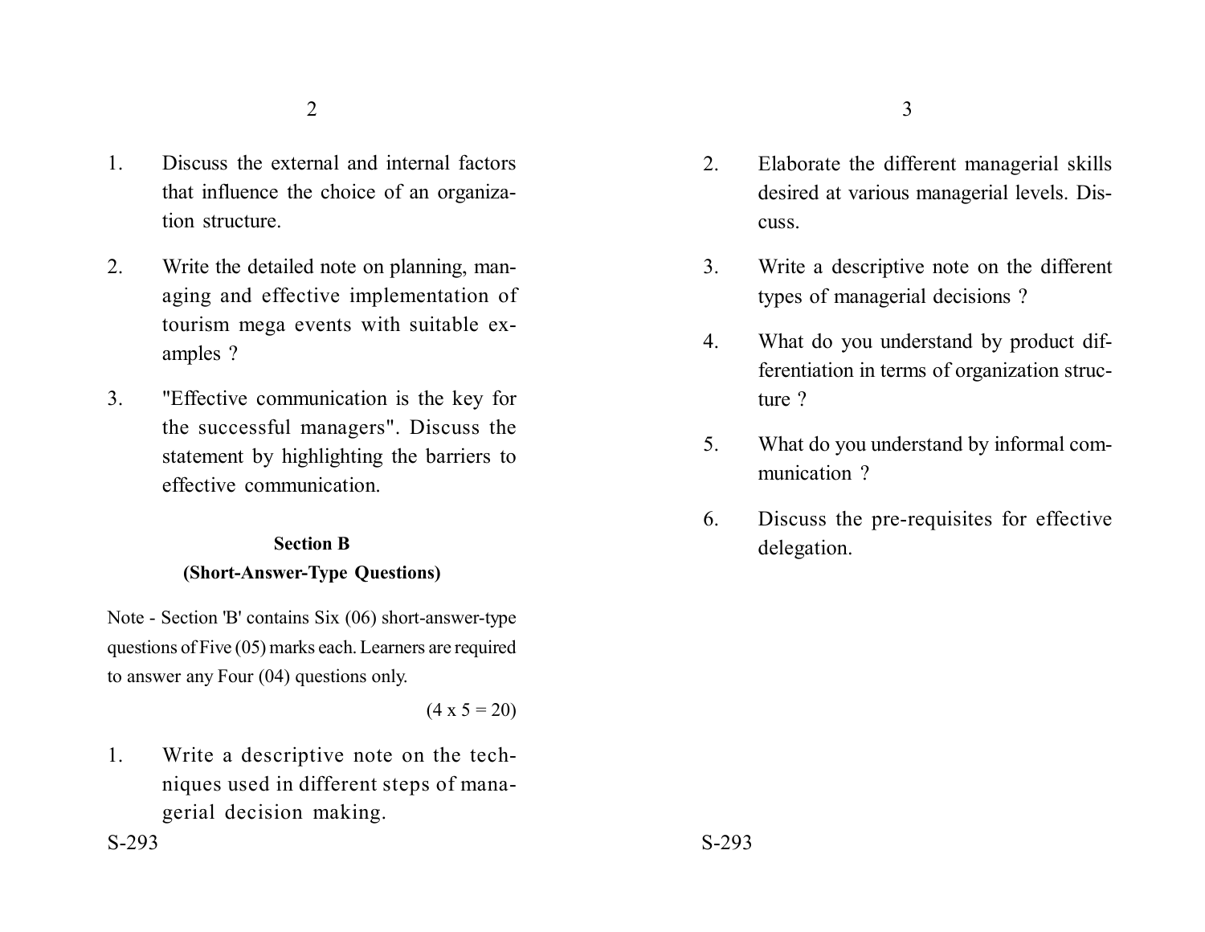1. Discuss the external and internal factors that influence the choice of an organization structure.

2. Write the detailed note on planning, managing and effective implementation of tourism mega events with suitable examples ?

3. "Effective communication is the key for the successful managers". Discuss the statement by highlighting the barriers to effective communication.

**Section B**

**(Short-Answer-Type Questions)**

Note - Section 'B' contains Six (06) short-answer-type questions of Five (05) marks each. Learners are required to answer any Four (04) questions only.

(4 x 5 = 20)

1. Write a descriptive note on the techniques used in different steps of managerial decision making.

2. Elaborate the different managerial skills desired at various managerial levels. Discuss.

3. Write a descriptive note on the different types of managerial decisions ?

4. What do you understand by product differentiation in terms of organization structure ?

5. What do you understand by informal communication ?

6. Discuss the pre-requisites for effective delegation.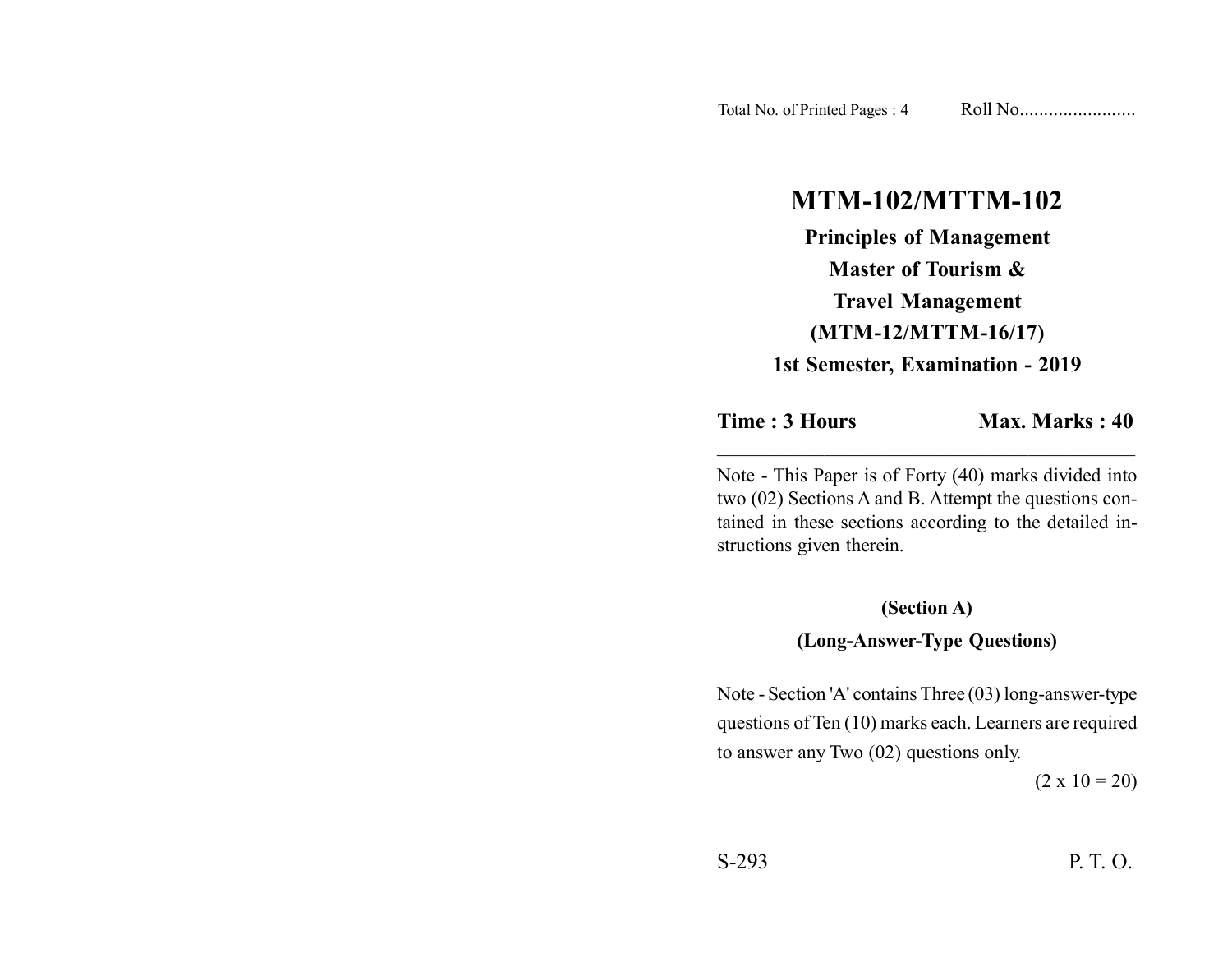Total No. of Printed Pages : 4 Roll No.......................

# MTM-102/MTTM-102

## Principles of Management

## Master of Tourism & Travel Management

## (MTM-12/MTTM-16/17)

## 1st Semester, Examination - 2019

**Time : 3 Hours** **Max. Marks : 40**

---

Note - This Paper is of Forty (40) marks divided into two (02) Sections A and B. Attempt the questions contained in these sections according to the detailed instructions given therein.

### (Section A)

### (Long-Answer-Type Questions)

Note - Section 'A' contains Three (03) long-answer-type questions of Ten (10) marks each. Learners are required to answer any Two (02) questions only.

(2 x 10 = 20)

S-293 P. T. O.